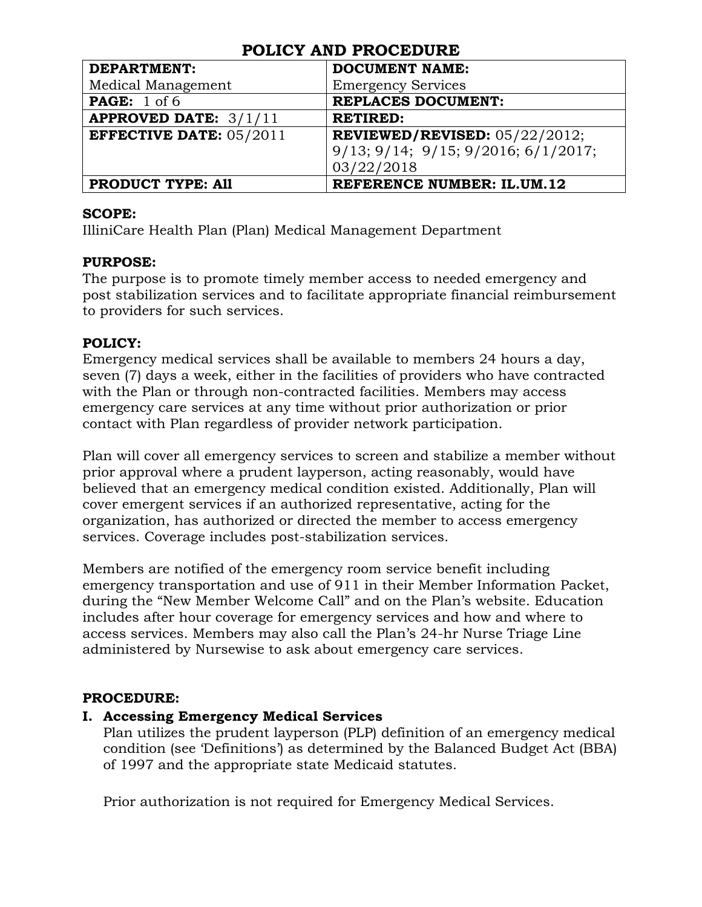# POLICY AND PROCEDURE

| **DEPARTMENT:** Medical Management | **DOCUMENT NAME:** Emergency Services |
|---|---|
| **PAGE:** 1 of 6 | **REPLACES DOCUMENT:** |
| **APPROVED DATE:** 3/1/11 | **RETIRED:** |
| **EFFECTIVE DATE:** 05/2011 | **REVIEWED/REVISED:** 05/22/2012; 9/13; 9/14; 9/15; 9/2016; 6/1/2017; 03/22/2018 |
| **PRODUCT TYPE: All** | **REFERENCE NUMBER: IL.UM.12** |

**SCOPE:**
IlliniCare Health Plan (Plan) Medical Management Department

**PURPOSE:**
The purpose is to promote timely member access to needed emergency and post stabilization services and to facilitate appropriate financial reimbursement to providers for such services.

**POLICY:**
Emergency medical services shall be available to members 24 hours a day, seven (7) days a week, either in the facilities of providers who have contracted with the Plan or through non-contracted facilities. Members may access emergency care services at any time without prior authorization or prior contact with Plan regardless of provider network participation.

Plan will cover all emergency services to screen and stabilize a member without prior approval where a prudent layperson, acting reasonably, would have believed that an emergency medical condition existed. Additionally, Plan will cover emergent services if an authorized representative, acting for the organization, has authorized or directed the member to access emergency services. Coverage includes post-stabilization services.

Members are notified of the emergency room service benefit including emergency transportation and use of 911 in their Member Information Packet, during the "New Member Welcome Call" and on the Plan's website. Education includes after hour coverage for emergency services and how and where to access services. Members may also call the Plan's 24-hr Nurse Triage Line administered by Nursewise to ask about emergency care services.

**PROCEDURE:**

**I. Accessing Emergency Medical Services**

Plan utilizes the prudent layperson (PLP) definition of an emergency medical condition (see 'Definitions') as determined by the Balanced Budget Act (BBA) of 1997 and the appropriate state Medicaid statutes.

Prior authorization is not required for Emergency Medical Services.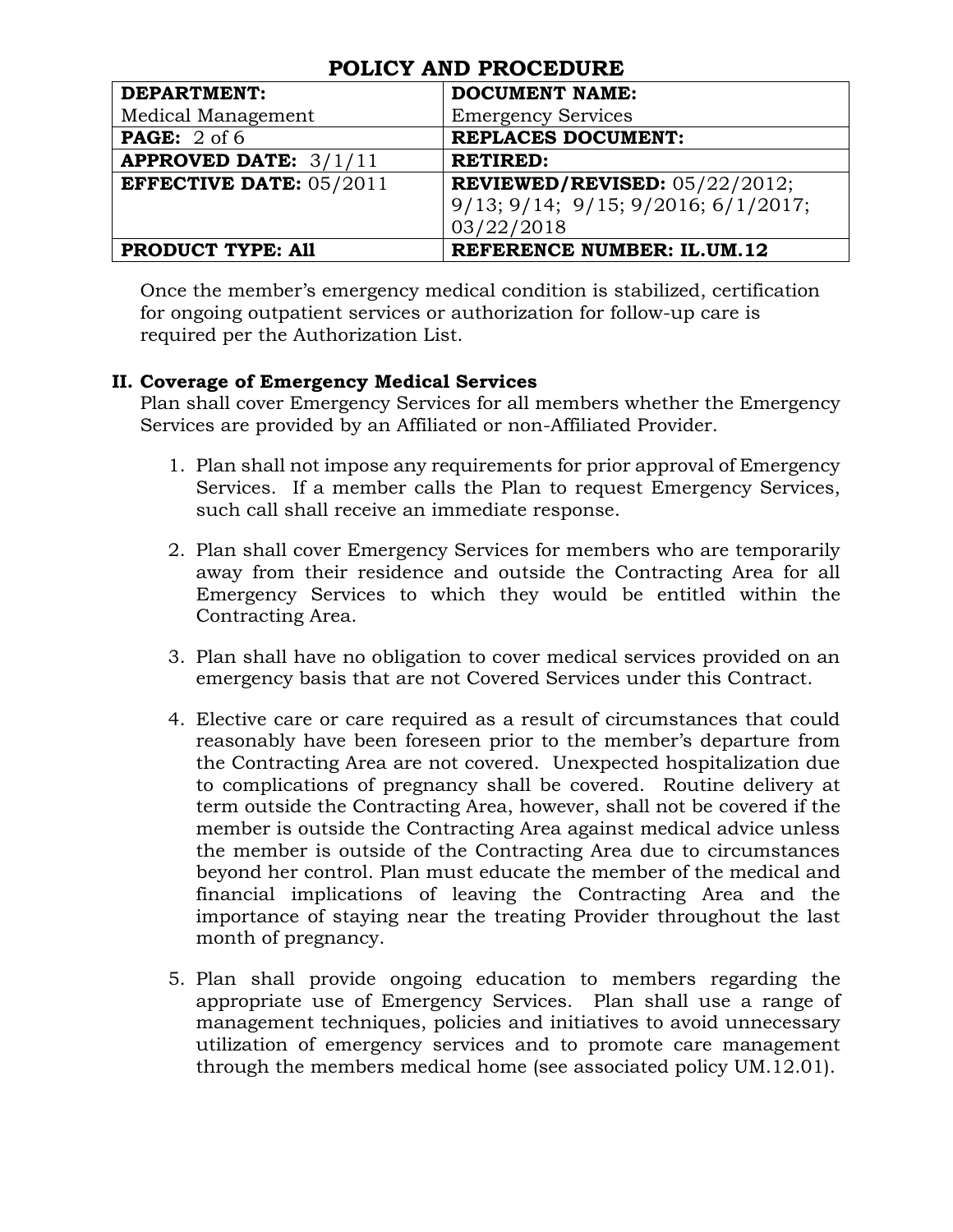# POLICY AND PROCEDURE

| DEPARTMENT: | DOCUMENT NAME: |
|---|---|
| Medical Management | Emergency Services |
| **PAGE:** 2 of 6 | **REPLACES DOCUMENT:** |
| **APPROVED DATE:** 3/1/11 | **RETIRED:** |
| **EFFECTIVE DATE:** 05/2011 | **REVIEWED/REVISED:** 05/22/2012; 9/13; 9/14; 9/15; 9/2016; 6/1/2017; 03/22/2018 |
| **PRODUCT TYPE: All** | **REFERENCE NUMBER: IL.UM.12** |

Once the member's emergency medical condition is stabilized, certification for ongoing outpatient services or authorization for follow-up care is required per the Authorization List.

**II. Coverage of Emergency Medical Services**

Plan shall cover Emergency Services for all members whether the Emergency Services are provided by an Affiliated or non-Affiliated Provider.

1. Plan shall not impose any requirements for prior approval of Emergency Services. If a member calls the Plan to request Emergency Services, such call shall receive an immediate response.

2. Plan shall cover Emergency Services for members who are temporarily away from their residence and outside the Contracting Area for all Emergency Services to which they would be entitled within the Contracting Area.

3. Plan shall have no obligation to cover medical services provided on an emergency basis that are not Covered Services under this Contract.

4. Elective care or care required as a result of circumstances that could reasonably have been foreseen prior to the member's departure from the Contracting Area are not covered. Unexpected hospitalization due to complications of pregnancy shall be covered. Routine delivery at term outside the Contracting Area, however, shall not be covered if the member is outside the Contracting Area against medical advice unless the member is outside of the Contracting Area due to circumstances beyond her control. Plan must educate the member of the medical and financial implications of leaving the Contracting Area and the importance of staying near the treating Provider throughout the last month of pregnancy.

5. Plan shall provide ongoing education to members regarding the appropriate use of Emergency Services. Plan shall use a range of management techniques, policies and initiatives to avoid unnecessary utilization of emergency services and to promote care management through the members medical home (see associated policy UM.12.01).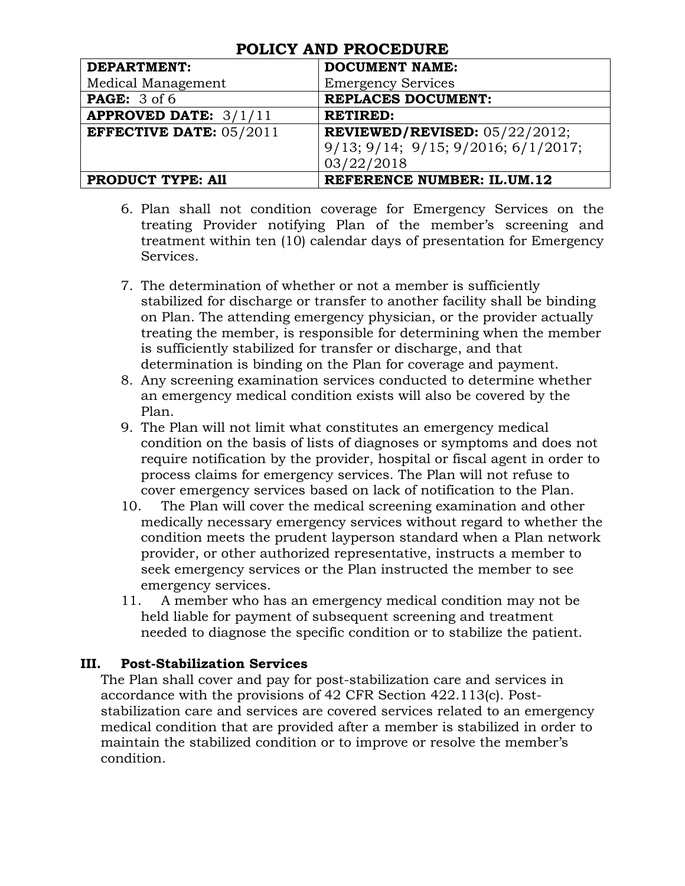# POLICY AND PROCEDURE

| DEPARTMENT: | DOCUMENT NAME: |
|---|---|
| Medical Management | Emergency Services |
| **PAGE:** 3 of 6 | **REPLACES DOCUMENT:** |
| **APPROVED DATE:** 3/1/11 | **RETIRED:** |
| **EFFECTIVE DATE:** 05/2011 | **REVIEWED/REVISED:** 05/22/2012; 9/13; 9/14; 9/15; 9/2016; 6/1/2017; 03/22/2018 |
| **PRODUCT TYPE: All** | **REFERENCE NUMBER: IL.UM.12** |

6. Plan shall not condition coverage for Emergency Services on the treating Provider notifying Plan of the member's screening and treatment within ten (10) calendar days of presentation for Emergency Services.

7. The determination of whether or not a member is sufficiently stabilized for discharge or transfer to another facility shall be binding on Plan. The attending emergency physician, or the provider actually treating the member, is responsible for determining when the member is sufficiently stabilized for transfer or discharge, and that determination is binding on the Plan for coverage and payment.
8. Any screening examination services conducted to determine whether an emergency medical condition exists will also be covered by the Plan.
9. The Plan will not limit what constitutes an emergency medical condition on the basis of lists of diagnoses or symptoms and does not require notification by the provider, hospital or fiscal agent in order to process claims for emergency services. The Plan will not refuse to cover emergency services based on lack of notification to the Plan.
10. The Plan will cover the medical screening examination and other medically necessary emergency services without regard to whether the condition meets the prudent layperson standard when a Plan network provider, or other authorized representative, instructs a member to seek emergency services or the Plan instructed the member to see emergency services.
11. A member who has an emergency medical condition may not be held liable for payment of subsequent screening and treatment needed to diagnose the specific condition or to stabilize the patient.

## III. Post-Stabilization Services

The Plan shall cover and pay for post-stabilization care and services in accordance with the provisions of 42 CFR Section 422.113(c). Post-stabilization care and services are covered services related to an emergency medical condition that are provided after a member is stabilized in order to maintain the stabilized condition or to improve or resolve the member's condition.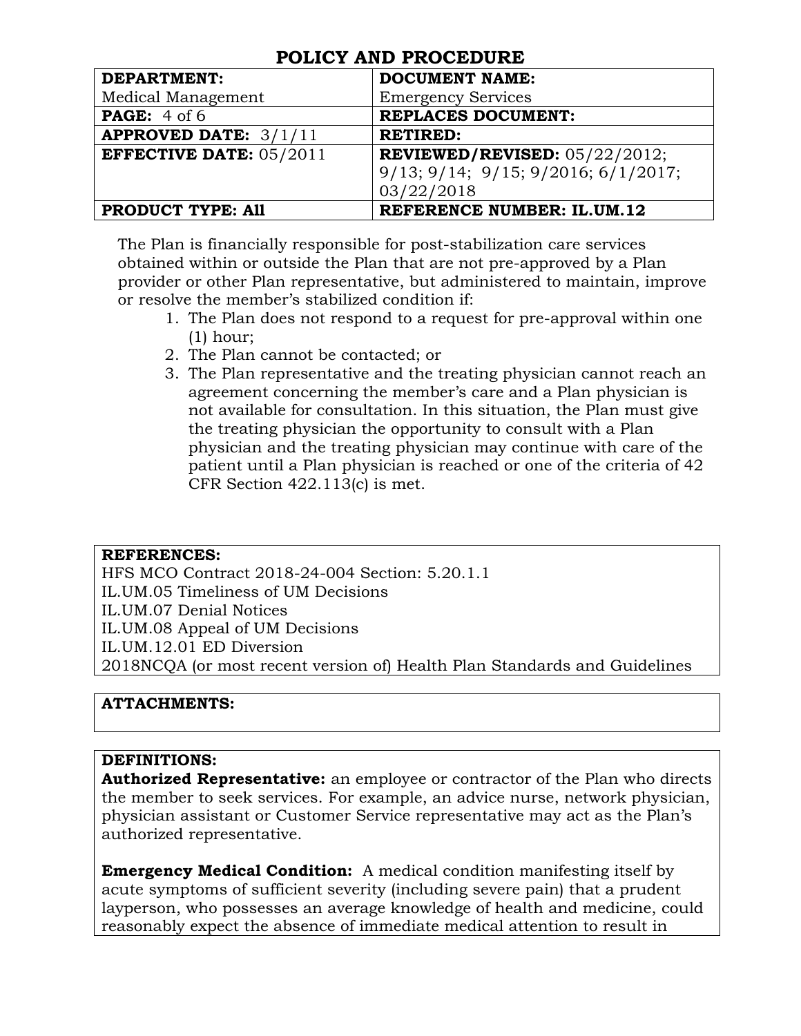# POLICY AND PROCEDURE

| DEPARTMENT: Medical Management | DOCUMENT NAME: Emergency Services |
|---|---|
| **PAGE:** 4 of 6 | **REPLACES DOCUMENT:** |
| **APPROVED DATE:** 3/1/11 | **RETIRED:** |
| **EFFECTIVE DATE:** 05/2011 | **REVIEWED/REVISED:** 05/22/2012; 9/13; 9/14; 9/15; 9/2016; 6/1/2017; 03/22/2018 |
| **PRODUCT TYPE: All** | **REFERENCE NUMBER: IL.UM.12** |

The Plan is financially responsible for post-stabilization care services obtained within or outside the Plan that are not pre-approved by a Plan provider or other Plan representative, but administered to maintain, improve or resolve the member's stabilized condition if:

1. The Plan does not respond to a request for pre-approval within one (1) hour;
2. The Plan cannot be contacted; or
3. The Plan representative and the treating physician cannot reach an agreement concerning the member's care and a Plan physician is not available for consultation. In this situation, the Plan must give the treating physician the opportunity to consult with a Plan physician and the treating physician may continue with care of the patient until a Plan physician is reached or one of the criteria of 42 CFR Section 422.113(c) is met.

**REFERENCES:**
HFS MCO Contract 2018-24-004 Section: 5.20.1.1
IL.UM.05 Timeliness of UM Decisions
IL.UM.07 Denial Notices
IL.UM.08 Appeal of UM Decisions
IL.UM.12.01 ED Diversion
2018NCQA (or most recent version of) Health Plan Standards and Guidelines

**ATTACHMENTS:**

**DEFINITIONS:**

**Authorized Representative:** an employee or contractor of the Plan who directs the member to seek services. For example, an advice nurse, network physician, physician assistant or Customer Service representative may act as the Plan's authorized representative.

**Emergency Medical Condition:** A medical condition manifesting itself by acute symptoms of sufficient severity (including severe pain) that a prudent layperson, who possesses an average knowledge of health and medicine, could reasonably expect the absence of immediate medical attention to result in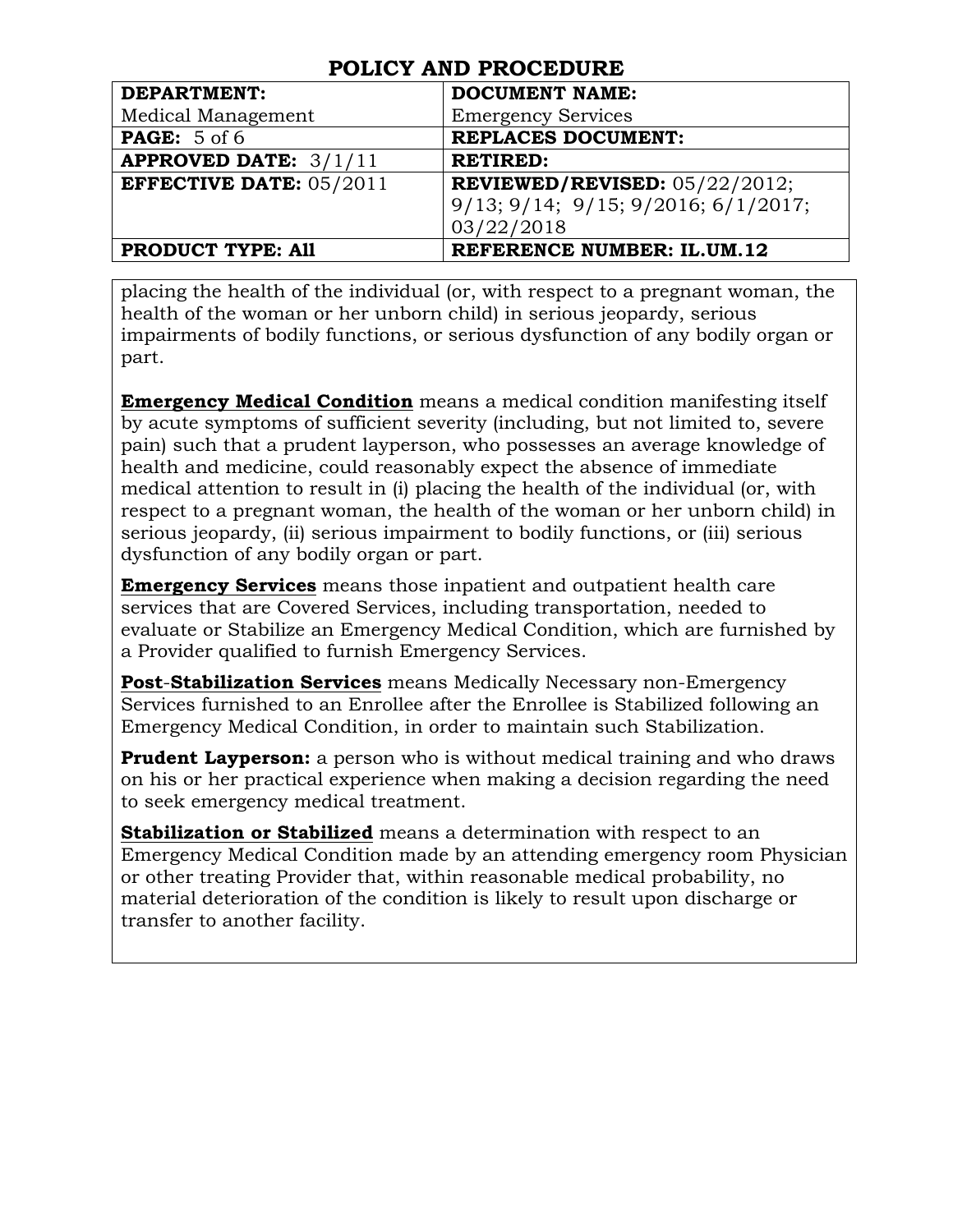# POLICY AND PROCEDURE

| DEPARTMENT: Medical Management | DOCUMENT NAME: Emergency Services |
|---|---|
| **PAGE:** 5 of 6 | **REPLACES DOCUMENT:** |
| **APPROVED DATE:** 3/1/11 | **RETIRED:** |
| **EFFECTIVE DATE:** 05/2011 | **REVIEWED/REVISED:** 05/22/2012; 9/13; 9/14; 9/15; 9/2016; 6/1/2017; 03/22/2018 |
| **PRODUCT TYPE: All** | **REFERENCE NUMBER: IL.UM.12** |

placing the health of the individual (or, with respect to a pregnant woman, the health of the woman or her unborn child) in serious jeopardy, serious impairments of bodily functions, or serious dysfunction of any bodily organ or part.

**Emergency Medical Condition** means a medical condition manifesting itself by acute symptoms of sufficient severity (including, but not limited to, severe pain) such that a prudent layperson, who possesses an average knowledge of health and medicine, could reasonably expect the absence of immediate medical attention to result in (i) placing the health of the individual (or, with respect to a pregnant woman, the health of the woman or her unborn child) in serious jeopardy, (ii) serious impairment to bodily functions, or (iii) serious dysfunction of any bodily organ or part.

**Emergency Services** means those inpatient and outpatient health care services that are Covered Services, including transportation, needed to evaluate or Stabilize an Emergency Medical Condition, which are furnished by a Provider qualified to furnish Emergency Services.

**Post-Stabilization Services** means Medically Necessary non-Emergency Services furnished to an Enrollee after the Enrollee is Stabilized following an Emergency Medical Condition, in order to maintain such Stabilization.

**Prudent Layperson:** a person who is without medical training and who draws on his or her practical experience when making a decision regarding the need to seek emergency medical treatment.

**Stabilization or Stabilized** means a determination with respect to an Emergency Medical Condition made by an attending emergency room Physician or other treating Provider that, within reasonable medical probability, no material deterioration of the condition is likely to result upon discharge or transfer to another facility.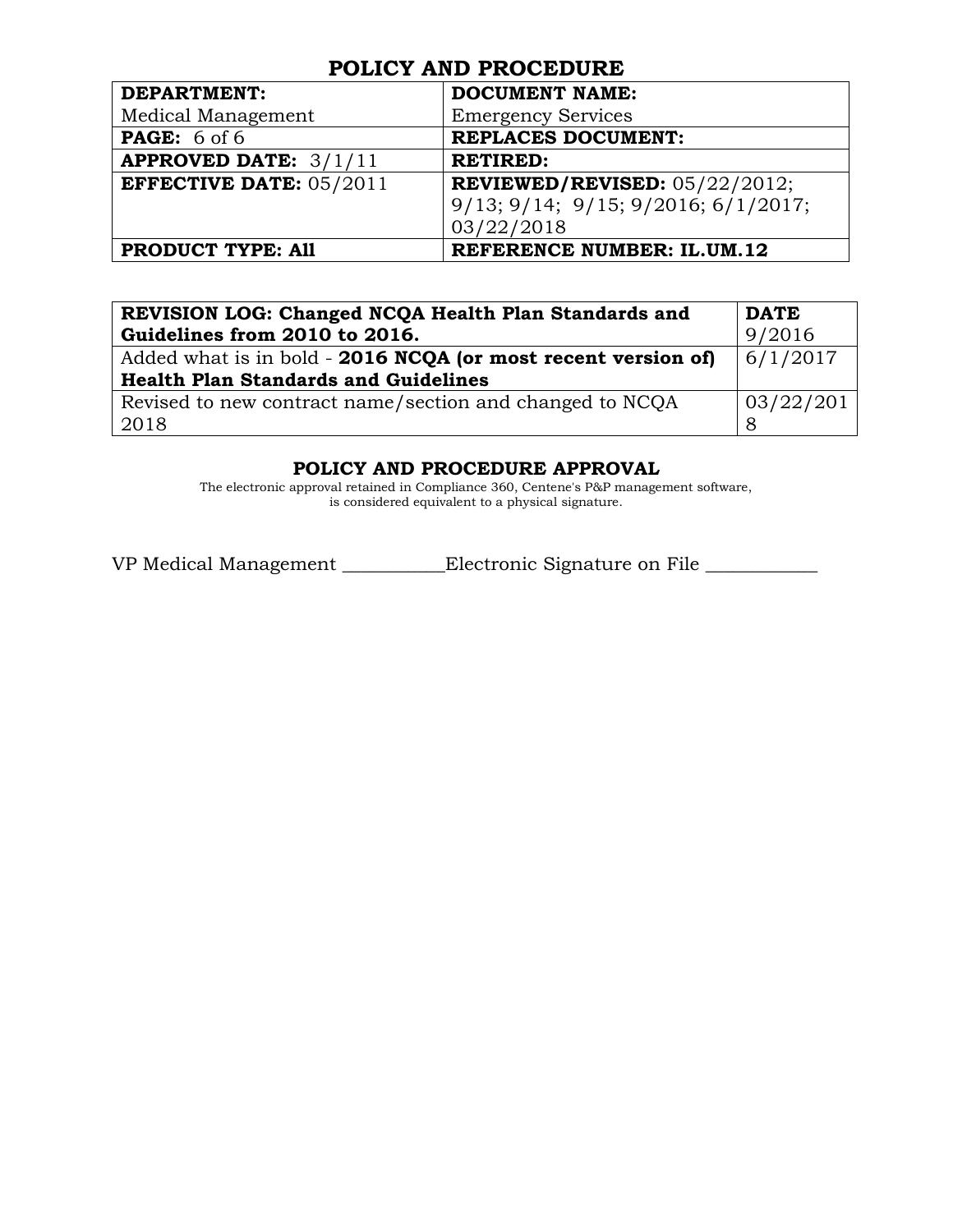## POLICY AND PROCEDURE

| **DEPARTMENT:** Medical Management | **DOCUMENT NAME:** Emergency Services |
|---|---|
| **PAGE:** 6 of 6 | **REPLACES DOCUMENT:** |
| **APPROVED DATE:** 3/1/11 | **RETIRED:** |
| **EFFECTIVE DATE:** 05/2011 | **REVIEWED/REVISED:** 05/22/2012; 9/13; 9/14; 9/15; 9/2016; 6/1/2017; 03/22/2018 |
| **PRODUCT TYPE: All** | **REFERENCE NUMBER: IL.UM.12** |

| **REVISION LOG: Changed NCQA Health Plan Standards and Guidelines from 2010 to 2016.** | **DATE** 9/2016 |
|---|---|
| Added what is in bold - **2016 NCQA (or most recent version of) Health Plan Standards and Guidelines** | 6/1/2017 |
| Revised to new contract name/section and changed to NCQA 2018 | 03/22/2018 |

### POLICY AND PROCEDURE APPROVAL

The electronic approval retained in Compliance 360, Centene's P&P management software, is considered equivalent to a physical signature.

VP Medical Management ___________Electronic Signature on File ____________